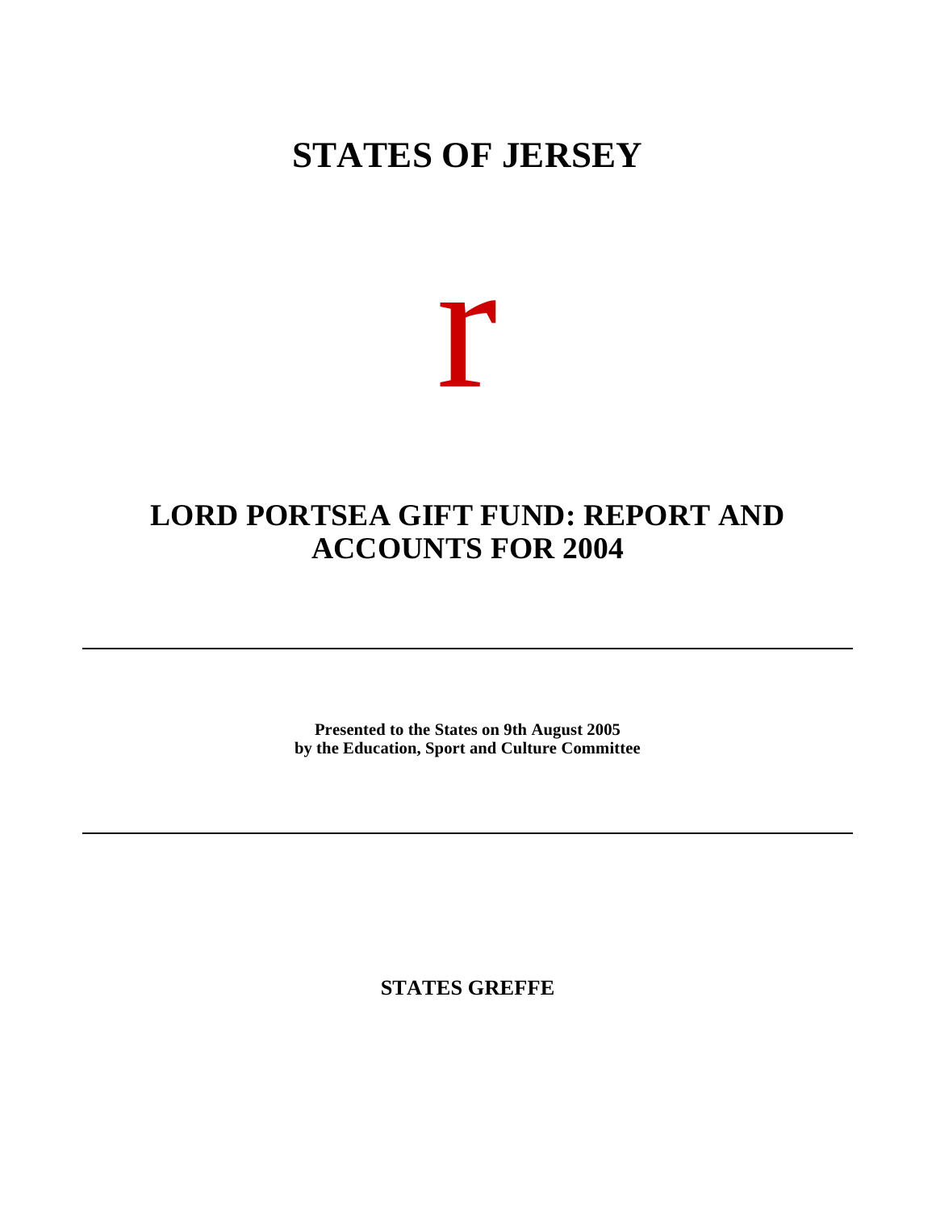# STATES OF JERSEY

r

# LORD PORTSEA GIFT FUND: REPORT AND ACCOUNTS FOR 2004

---

**Presented to the States on 9th August 2005**
**by the Education, Sport and Culture Committee**

---

**STATES GREFFE**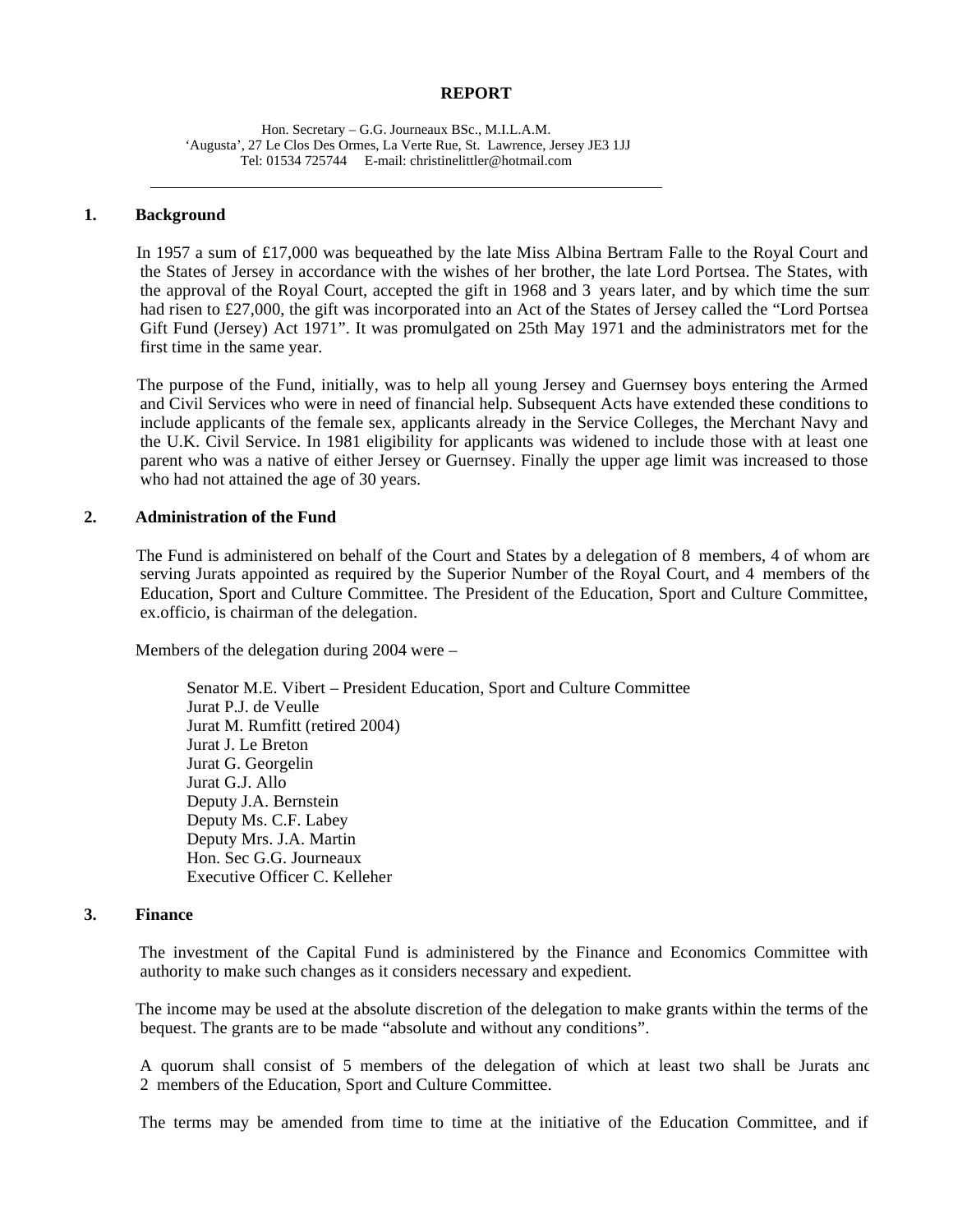**REPORT**

Hon. Secretary – G.G. Journeaux BSc., M.I.L.A.M.
'Augusta', 27 Le Clos Des Ormes, La Verte Rue, St. Lawrence, Jersey JE3 1JJ
Tel: 01534 725744 E-mail: christinelittler@hotmail.com

---

## 1. Background

In 1957 a sum of £17,000 was bequeathed by the late Miss Albina Bertram Falle to the Royal Court and the States of Jersey in accordance with the wishes of her brother, the late Lord Portsea. The States, with the approval of the Royal Court, accepted the gift in 1968 and 3 years later, and by which time the sum had risen to £27,000, the gift was incorporated into an Act of the States of Jersey called the "Lord Portsea Gift Fund (Jersey) Act 1971". It was promulgated on 25th May 1971 and the administrators met for the first time in the same year.

The purpose of the Fund, initially, was to help all young Jersey and Guernsey boys entering the Armed and Civil Services who were in need of financial help. Subsequent Acts have extended these conditions to include applicants of the female sex, applicants already in the Service Colleges, the Merchant Navy and the U.K. Civil Service. In 1981 eligibility for applicants was widened to include those with at least one parent who was a native of either Jersey or Guernsey. Finally the upper age limit was increased to those who had not attained the age of 30 years.

## 2. Administration of the Fund

The Fund is administered on behalf of the Court and States by a delegation of 8 members, 4 of whom are serving Jurats appointed as required by the Superior Number of the Royal Court, and 4 members of the Education, Sport and Culture Committee. The President of the Education, Sport and Culture Committee, ex.officio, is chairman of the delegation.

Members of the delegation during 2004 were –

Senator M.E. Vibert – President Education, Sport and Culture Committee
Jurat P.J. de Veulle
Jurat M. Rumfitt (retired 2004)
Jurat J. Le Breton
Jurat G. Georgelin
Jurat G.J. Allo
Deputy J.A. Bernstein
Deputy Ms. C.F. Labey
Deputy Mrs. J.A. Martin
Hon. Sec G.G. Journeaux
Executive Officer C. Kelleher

## 3. Finance

The investment of the Capital Fund is administered by the Finance and Economics Committee with authority to make such changes as it considers necessary and expedient.

The income may be used at the absolute discretion of the delegation to make grants within the terms of the bequest. The grants are to be made "absolute and without any conditions".

A quorum shall consist of 5 members of the delegation of which at least two shall be Jurats and 2 members of the Education, Sport and Culture Committee.

The terms may be amended from time to time at the initiative of the Education Committee, and if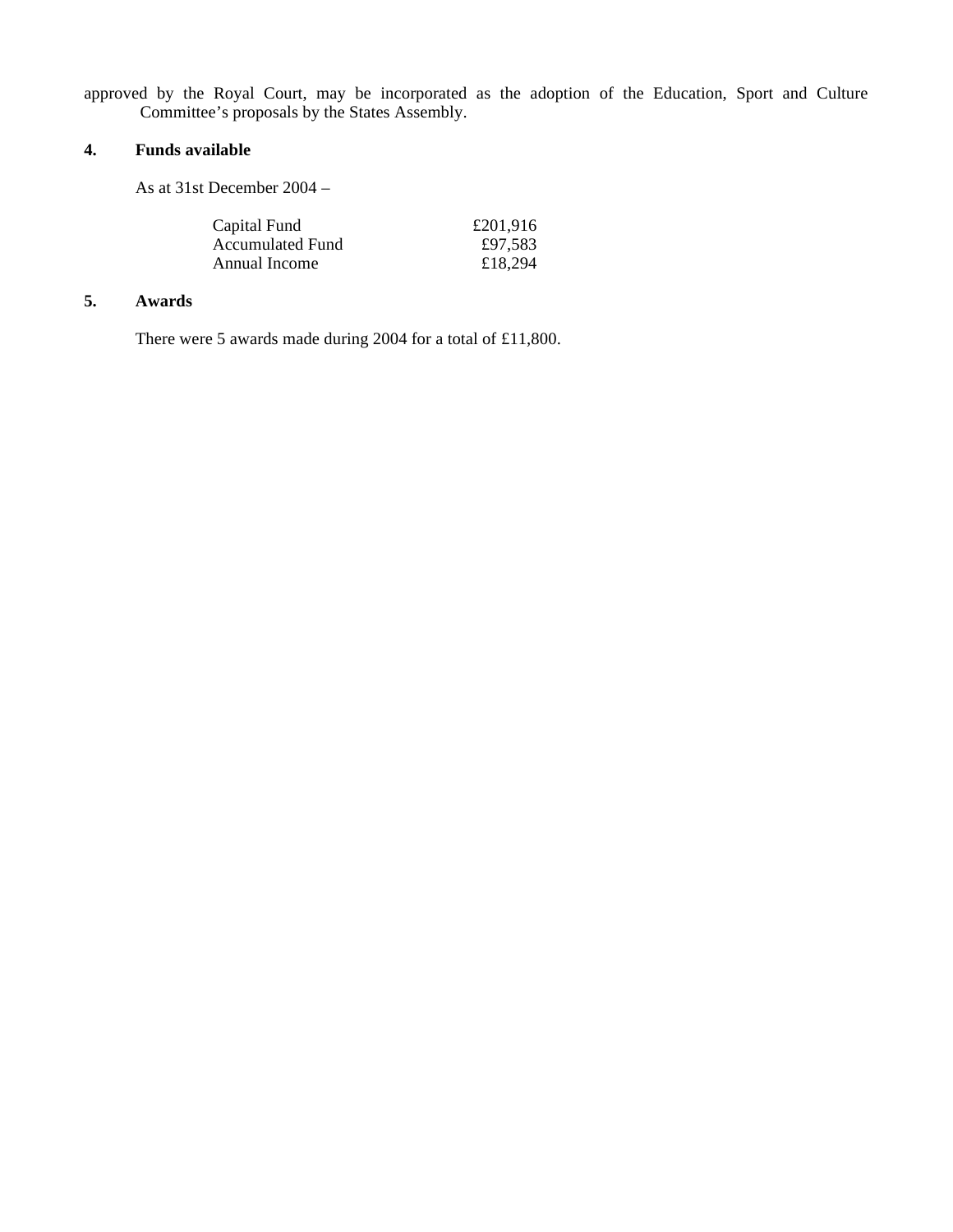approved by the Royal Court, may be incorporated as the adoption of the Education, Sport and Culture Committee's proposals by the States Assembly.

**4. Funds available**

As at 31st December 2004 –

| | |
|---|---:|
| Capital Fund | £201,916 |
| Accumulated Fund | £97,583 |
| Annual Income | £18,294 |

**5. Awards**

There were 5 awards made during 2004 for a total of £11,800.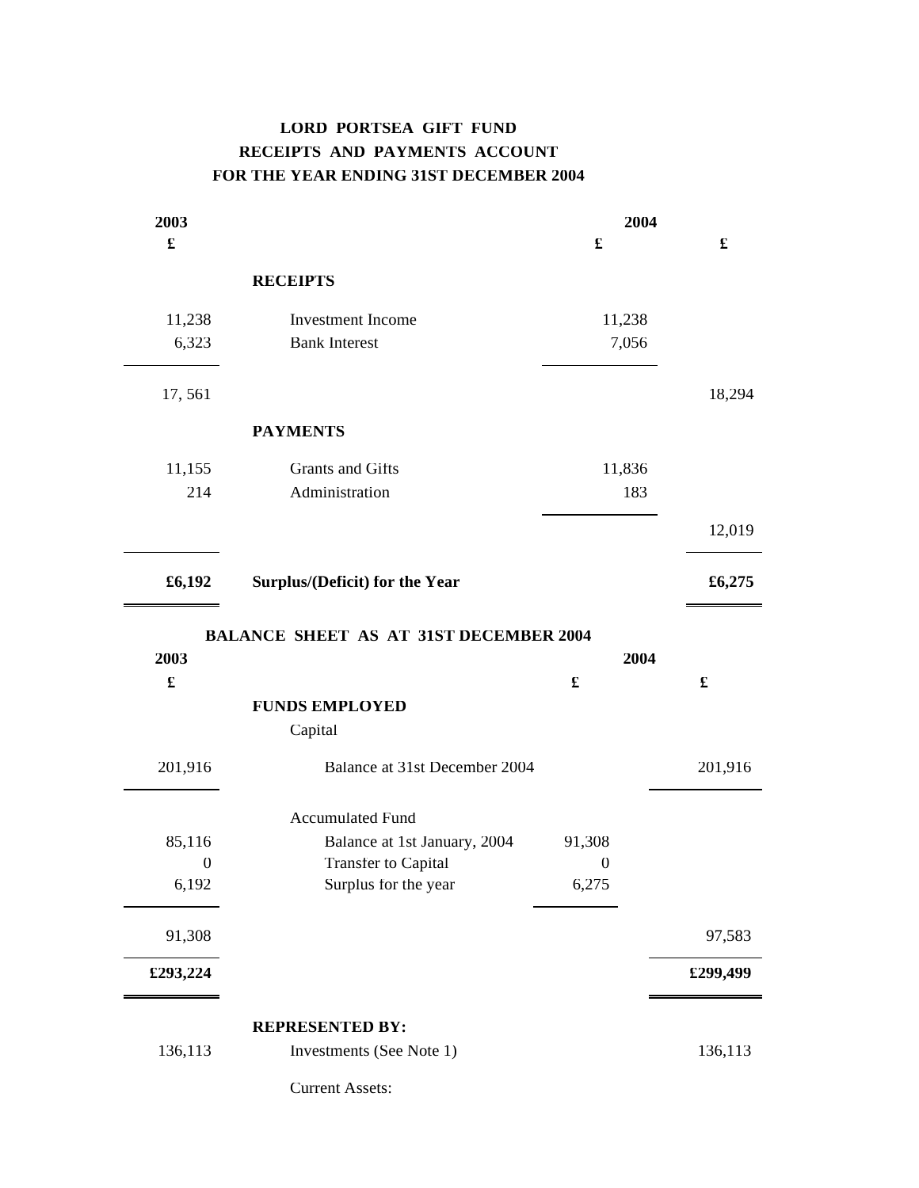**LORD PORTSEA GIFT FUND**
**RECEIPTS AND PAYMENTS ACCOUNT**
**FOR THE YEAR ENDING 31ST DECEMBER 2004**

| 2003 | | 2004 | |
|---|---|---|---|
| £ | | £ | £ |
| | **RECEIPTS** | | |
| 11,238 | Investment Income | 11,238 | |
| 6,323 | Bank Interest | 7,056 | |
| 17, 561 | | | 18,294 |
| | **PAYMENTS** | | |
| 11,155 | Grants and Gifts | 11,836 | |
| 214 | Administration | 183 | |
| | | | 12,019 |
| **£6,192** | **Surplus/(Deficit) for the Year** | | **£6,275** |

**BALANCE SHEET AS AT 31ST DECEMBER 2004**

| 2003 | | 2004 | |
|---|---|---|---|
| £ | | £ | £ |
| | **FUNDS EMPLOYED** | | |
| | Capital | | |
| 201,916 | Balance at 31st December 2004 | | 201,916 |
| | Accumulated Fund | | |
| 85,116 | Balance at 1st January, 2004 | 91,308 | |
| 0 | Transfer to Capital | 0 | |
| 6,192 | Surplus for the year | 6,275 | |
| 91,308 | | | 97,583 |
| **£293,224** | | | **£299,499** |
| | **REPRESENTED BY:** | | |
| 136,113 | Investments (See Note 1) | | 136,113 |
| | Current Assets: | | |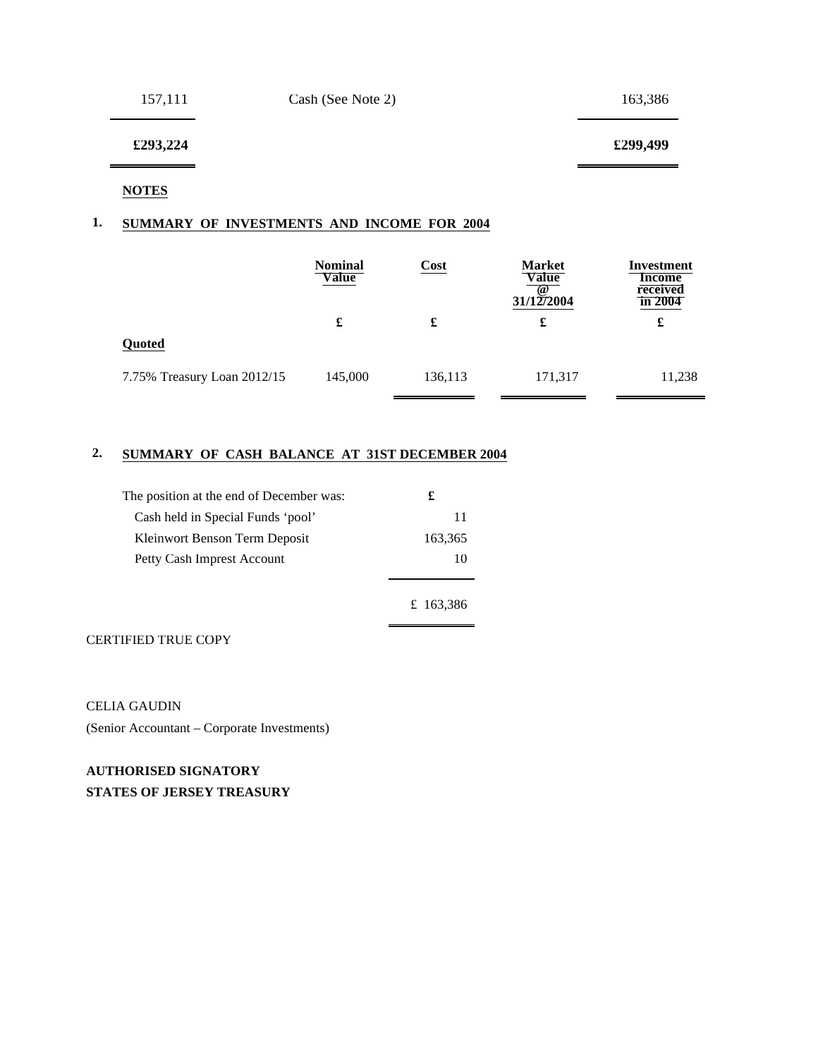| | | |
|---|---|---|
| 157,111 | Cash (See Note 2) | 163,386 |
| **£293,224** | | **£299,499** |

**NOTES**

**1. SUMMARY OF INVESTMENTS AND INCOME FOR 2004**

| | Nominal Value | Cost | Market Value @ 31/12/2004 | Investment Income received in 2004 |
|---|---|---|---|---|
| | £ | £ | £ | £ |
| **Quoted** | | | | |
| 7.75% Treasury Loan 2012/15 | 145,000 | 136,113 | 171,317 | 11,238 |

**2. SUMMARY OF CASH BALANCE AT 31ST DECEMBER 2004**

| | |
|---|---|
| The position at the end of December was: | £ |
| Cash held in Special Funds 'pool' | 11 |
| Kleinwort Benson Term Deposit | 163,365 |
| Petty Cash Imprest Account | 10 |
| | £ 163,386 |

CERTIFIED TRUE COPY

CELIA GAUDIN

(Senior Accountant – Corporate Investments)

**AUTHORISED SIGNATORY**

**STATES OF JERSEY TREASURY**